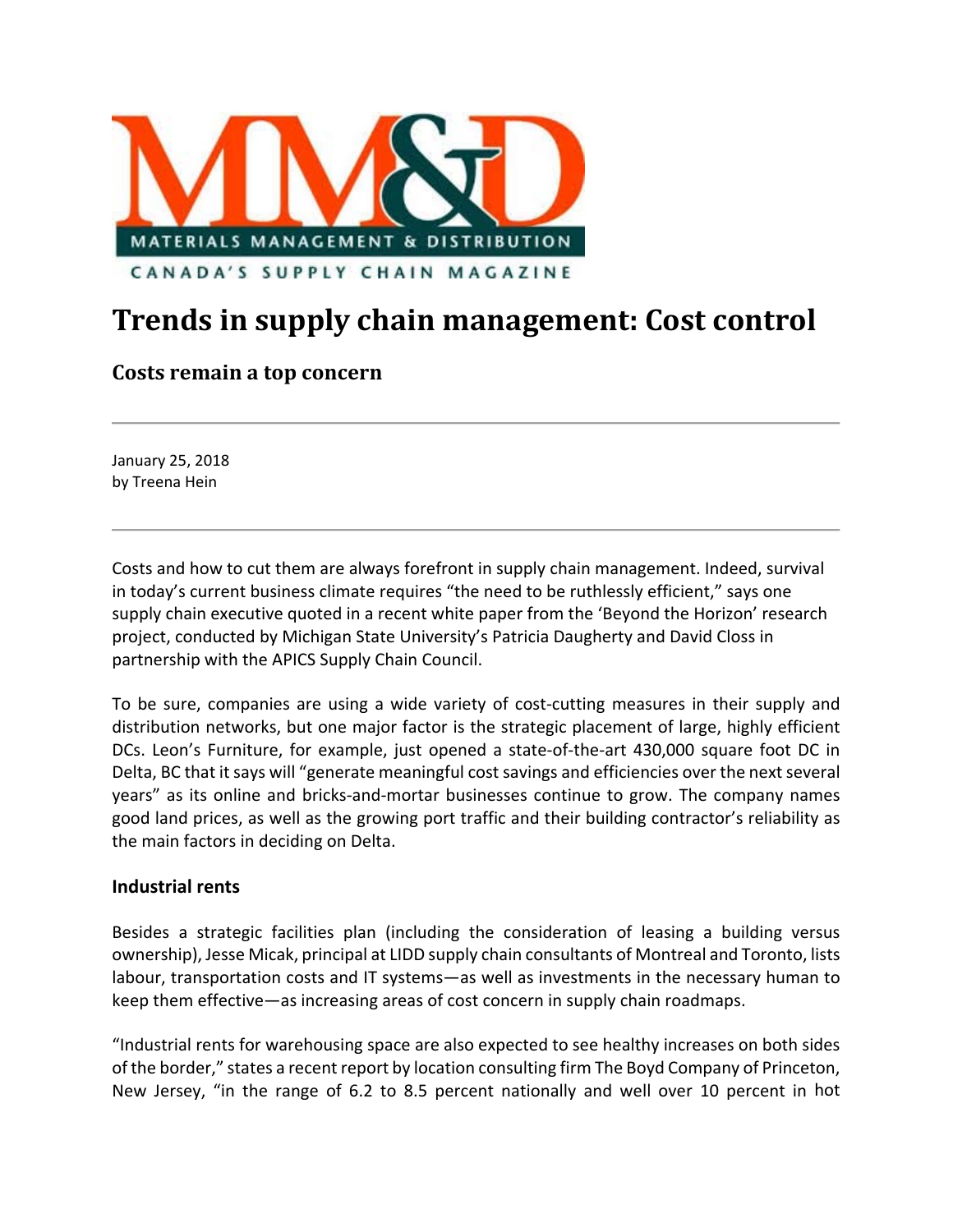MM&D

MATERIALS MANAGEMENT & DISTRIBUTION

CANADA'S SUPPLY CHAIN MAGAZINE

# Trends in supply chain management: Cost control

## Costs remain a top concern

January 25, 2018
by Treena Hein

Costs and how to cut them are always forefront in supply chain management. Indeed, survival in today's current business climate requires "the need to be ruthlessly efficient," says one supply chain executive quoted in a recent white paper from the 'Beyond the Horizon' research project, conducted by Michigan State University's Patricia Daugherty and David Closs in partnership with the APICS Supply Chain Council.

To be sure, companies are using a wide variety of cost-cutting measures in their supply and distribution networks, but one major factor is the strategic placement of large, highly efficient DCs. Leon's Furniture, for example, just opened a state-of-the-art 430,000 square foot DC in Delta, BC that it says will "generate meaningful cost savings and efficiencies over the next several years" as its online and bricks-and-mortar businesses continue to grow. The company names good land prices, as well as the growing port traffic and their building contractor's reliability as the main factors in deciding on Delta.

### Industrial rents

Besides a strategic facilities plan (including the consideration of leasing a building versus ownership), Jesse Micak, principal at LIDD supply chain consultants of Montreal and Toronto, lists labour, transportation costs and IT systems—as well as investments in the necessary human to keep them effective—as increasing areas of cost concern in supply chain roadmaps.

"Industrial rents for warehousing space are also expected to see healthy increases on both sides of the border," states a recent report by location consulting firm The Boyd Company of Princeton, New Jersey, "in the range of 6.2 to 8.5 percent nationally and well over 10 percent in hot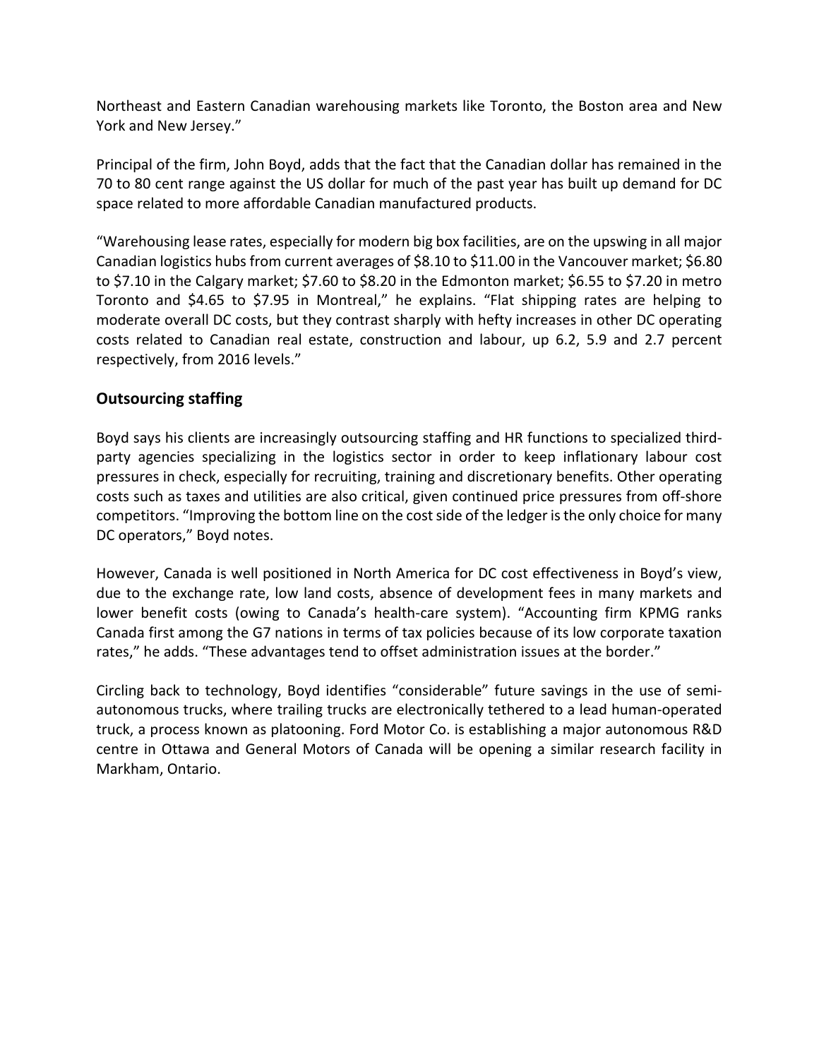Northeast and Eastern Canadian warehousing markets like Toronto, the Boston area and New York and New Jersey."

Principal of the firm, John Boyd, adds that the fact that the Canadian dollar has remained in the 70 to 80 cent range against the US dollar for much of the past year has built up demand for DC space related to more affordable Canadian manufactured products.

"Warehousing lease rates, especially for modern big box facilities, are on the upswing in all major Canadian logistics hubs from current averages of $8.10 to $11.00 in the Vancouver market; $6.80 to $7.10 in the Calgary market; $7.60 to $8.20 in the Edmonton market; $6.55 to $7.20 in metro Toronto and $4.65 to $7.95 in Montreal," he explains. "Flat shipping rates are helping to moderate overall DC costs, but they contrast sharply with hefty increases in other DC operating costs related to Canadian real estate, construction and labour, up 6.2, 5.9 and 2.7 percent respectively, from 2016 levels."

## Outsourcing staffing

Boyd says his clients are increasingly outsourcing staffing and HR functions to specialized third-party agencies specializing in the logistics sector in order to keep inflationary labour cost pressures in check, especially for recruiting, training and discretionary benefits. Other operating costs such as taxes and utilities are also critical, given continued price pressures from off-shore competitors. "Improving the bottom line on the cost side of the ledger is the only choice for many DC operators," Boyd notes.

However, Canada is well positioned in North America for DC cost effectiveness in Boyd's view, due to the exchange rate, low land costs, absence of development fees in many markets and lower benefit costs (owing to Canada's health-care system). "Accounting firm KPMG ranks Canada first among the G7 nations in terms of tax policies because of its low corporate taxation rates," he adds. "These advantages tend to offset administration issues at the border."

Circling back to technology, Boyd identifies "considerable" future savings in the use of semi-autonomous trucks, where trailing trucks are electronically tethered to a lead human-operated truck, a process known as platooning. Ford Motor Co. is establishing a major autonomous R&D centre in Ottawa and General Motors of Canada will be opening a similar research facility in Markham, Ontario.